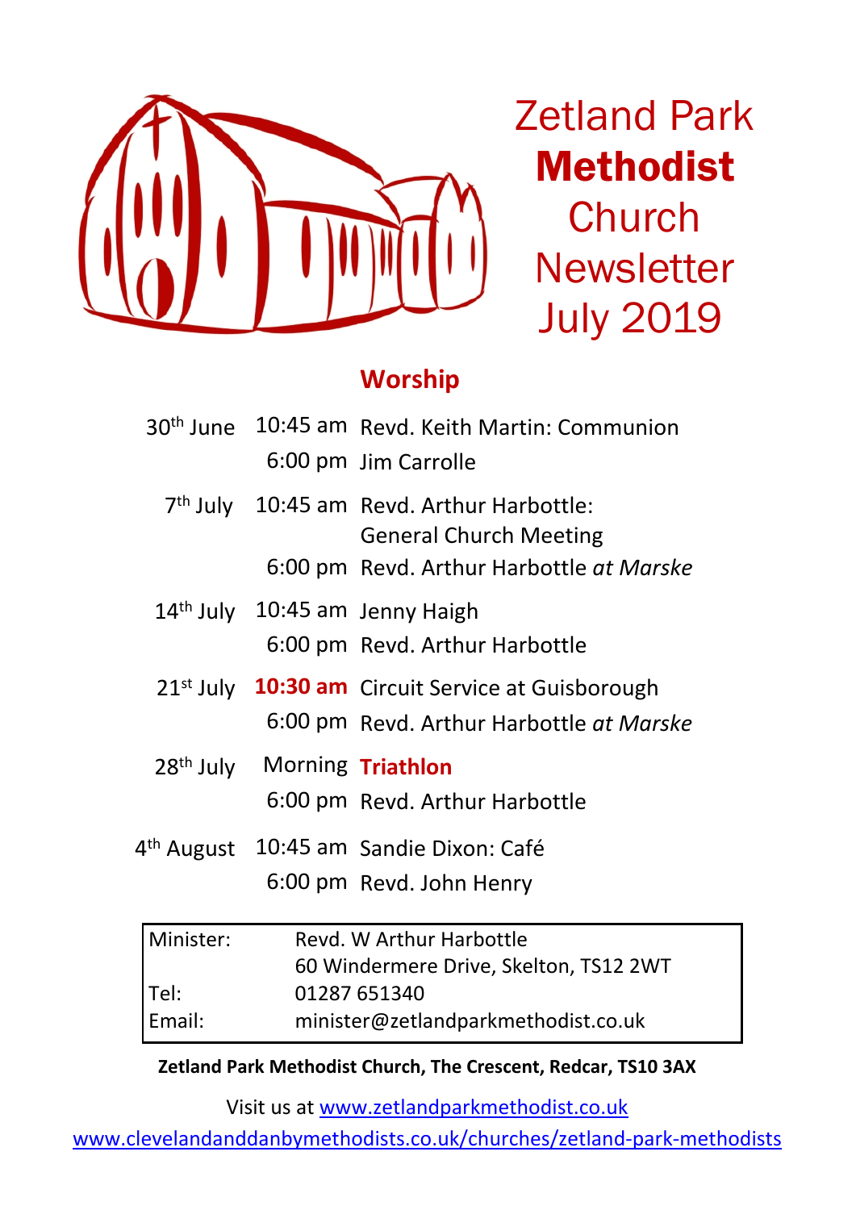# Zetland Park **Methodist** Church Newsletter July 2019

## Worship

| Date | Time | Service |
|---|---|---|
| 30th June | 10:45 am | Revd. Keith Martin: Communion |
| | 6:00 pm | Jim Carrolle |
| 7th July | 10:45 am | Revd. Arthur Harbottle: General Church Meeting |
| | 6:00 pm | Revd. Arthur Harbottle *at Marske* |
| 14th July | 10:45 am | Jenny Haigh |
| | 6:00 pm | Revd. Arthur Harbottle |
| 21st July | **10:30 am** | Circuit Service at Guisborough |
| | 6:00 pm | Revd. Arthur Harbottle *at Marske* |
| 28th July | Morning | **Triathlon** |
| | 6:00 pm | Revd. Arthur Harbottle |
| 4th August | 10:45 am | Sandie Dixon: Café |
| | 6:00 pm | Revd. John Henry |

| | |
|---|---|
| Minister: | Revd. W Arthur Harbottle<br>60 Windermere Drive, Skelton, TS12 2WT |
| Tel: | 01287 651340 |
| Email: | minister@zetlandparkmethodist.co.uk |

**Zetland Park Methodist Church, The Crescent, Redcar, TS10 3AX**

Visit us at www.zetlandparkmethodist.co.uk

www.clevelandanddanbymethodists.co.uk/churches/zetland-park-methodists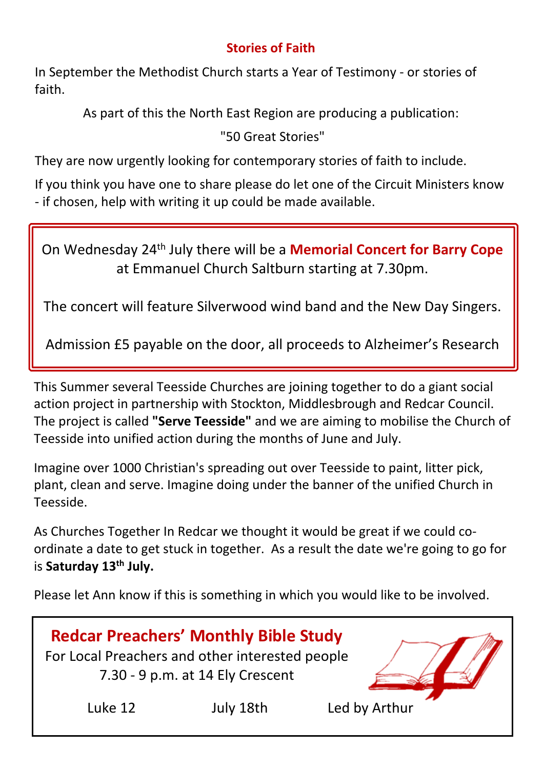## Stories of Faith

In September the Methodist Church starts a Year of Testimony - or stories of faith.

As part of this the North East Region are producing a publication:

"50 Great Stories"

They are now urgently looking for contemporary stories of faith to include.

If you think you have one to share please do let one of the Circuit Ministers know - if chosen, help with writing it up could be made available.

On Wednesday 24th July there will be a **Memorial Concert for Barry Cope** at Emmanuel Church Saltburn starting at 7.30pm.

The concert will feature Silverwood wind band and the New Day Singers.

Admission £5 payable on the door, all proceeds to Alzheimer's Research

This Summer several Teesside Churches are joining together to do a giant social action project in partnership with Stockton, Middlesbrough and Redcar Council. The project is called **"Serve Teesside"** and we are aiming to mobilise the Church of Teesside into unified action during the months of June and July.

Imagine over 1000 Christian's spreading out over Teesside to paint, litter pick, plant, clean and serve. Imagine doing under the banner of the unified Church in Teesside.

As Churches Together In Redcar we thought it would be great if we could co-ordinate a date to get stuck in together. As a result the date we're going to go for is **Saturday 13th July.**

Please let Ann know if this is something in which you would like to be involved.

## Redcar Preachers' Monthly Bible Study

For Local Preachers and other interested people
7.30 - 9 p.m. at 14 Ely Crescent

Luke 12 | July 18th | Led by Arthur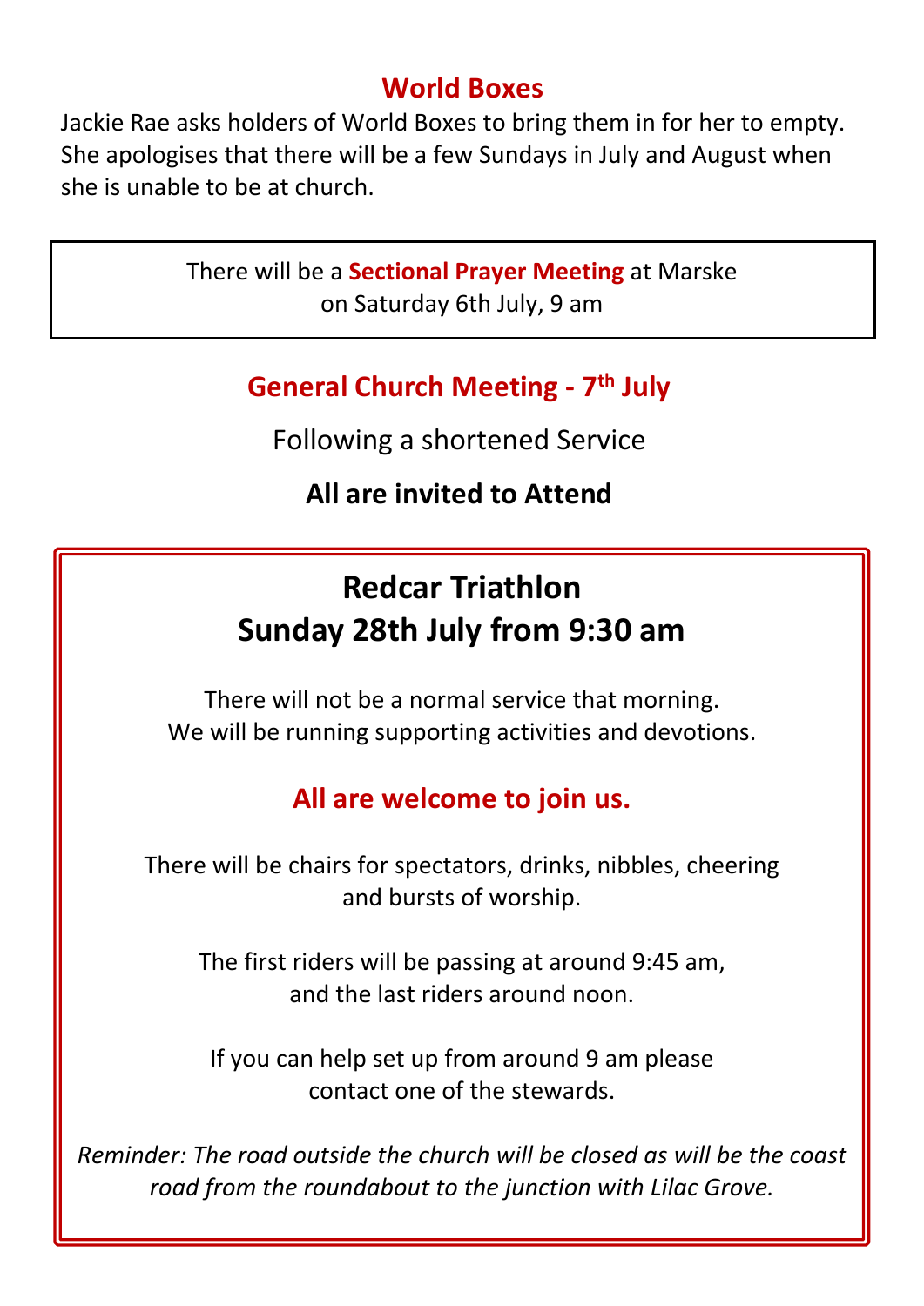## World Boxes

Jackie Rae asks holders of World Boxes to bring them in for her to empty. She apologises that there will be a few Sundays in July and August when she is unable to be at church.

There will be a **Sectional Prayer Meeting** at Marske on Saturday 6th July, 9 am

## General Church Meeting - 7th July

Following a shortened Service

**All are invited to Attend**

## Redcar Triathlon
## Sunday 28th July from 9:30 am

There will not be a normal service that morning.
We will be running supporting activities and devotions.

**All are welcome to join us.**

There will be chairs for spectators, drinks, nibbles, cheering and bursts of worship.

The first riders will be passing at around 9:45 am, and the last riders around noon.

If you can help set up from around 9 am please contact one of the stewards.

*Reminder: The road outside the church will be closed as will be the coast road from the roundabout to the junction with Lilac Grove.*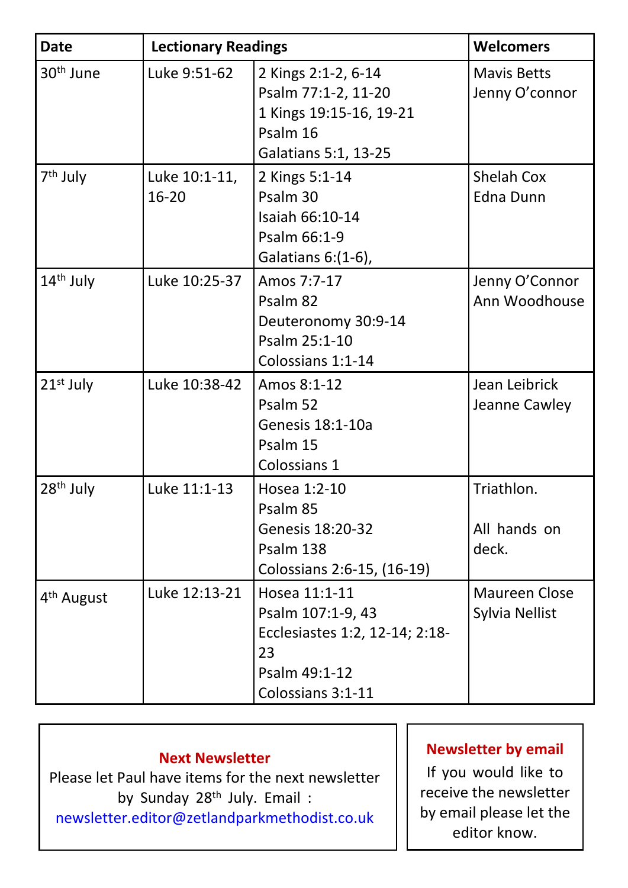| Date | Lectionary Readings | | Welcomers |
|---|---|---|---|
| 30th June | Luke 9:51-62 | 2 Kings 2:1-2, 6-14<br>Psalm 77:1-2, 11-20<br>1 Kings 19:15-16, 19-21<br>Psalm 16<br>Galatians 5:1, 13-25 | Mavis Betts<br>Jenny O'connor |
| 7th July | Luke 10:1-11, 16-20 | 2 Kings 5:1-14<br>Psalm 30<br>Isaiah 66:10-14<br>Psalm 66:1-9<br>Galatians 6:(1-6), | Shelah Cox<br>Edna Dunn |
| 14th July | Luke 10:25-37 | Amos 7:7-17<br>Psalm 82<br>Deuteronomy 30:9-14<br>Psalm 25:1-10<br>Colossians 1:1-14 | Jenny O'Connor<br>Ann Woodhouse |
| 21st July | Luke 10:38-42 | Amos 8:1-12<br>Psalm 52<br>Genesis 18:1-10a<br>Psalm 15<br>Colossians 1 | Jean Leibrick<br>Jeanne Cawley |
| 28th July | Luke 11:1-13 | Hosea 1:2-10<br>Psalm 85<br>Genesis 18:20-32<br>Psalm 138<br>Colossians 2:6-15, (16-19) | Triathlon.<br><br>All hands on deck. |
| 4th August | Luke 12:13-21 | Hosea 11:1-11<br>Psalm 107:1-9, 43<br>Ecclesiastes 1:2, 12-14; 2:18-23<br>Psalm 49:1-12<br>Colossians 3:1-11 | Maureen Close<br>Sylvia Nellist |

**Next Newsletter**

Please let Paul have items for the next newsletter by Sunday 28th July. Email : newsletter.editor@zetlandparkmethodist.co.uk

**Newsletter by email**

If you would like to receive the newsletter by email please let the editor know.